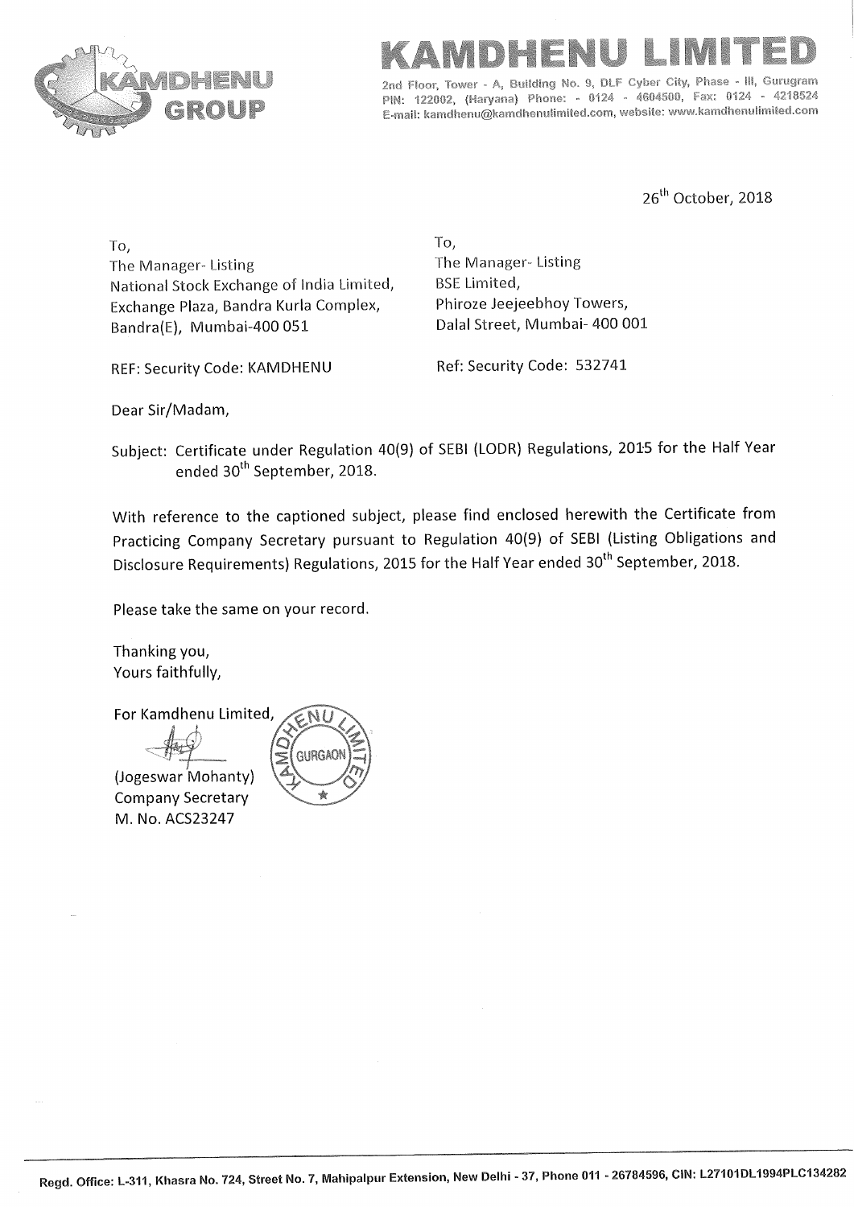# KAMDHENU LIMITED

2nd Floor, Tower - A, Building No. 9, DLF Cyber City, Phase - III, Gurugram
PIN: 122002, (Haryana) Phone: - 0124 - 4604500, Fax: 0124 - 4218524
E-mail: kamdhenu@kamdhenulimited.com, website: www.kamdhenulimited.com

26th October, 2018

To,
The Manager- Listing
National Stock Exchange of India Limited,
Exchange Plaza, Bandra Kurla Complex,
Bandra(E), Mumbai-400 051

REF: Security Code: KAMDHENU

To,
The Manager- Listing
BSE Limited,
Phiroze Jeejeebhoy Towers,
Dalal Street, Mumbai- 400 001

Ref: Security Code: 532741

Dear Sir/Madam,

Subject: Certificate under Regulation 40(9) of SEBI (LODR) Regulations, 2015 for the Half Year ended 30th September, 2018.

With reference to the captioned subject, please find enclosed herewith the Certificate from Practicing Company Secretary pursuant to Regulation 40(9) of SEBI (Listing Obligations and Disclosure Requirements) Regulations, 2015 for the Half Year ended 30th September, 2018.

Please take the same on your record.

Thanking you,
Yours faithfully,

For Kamdhenu Limited,

(Jogeswar Mohanty)
Company Secretary
M. No. ACS23247

Regd. Office: L-311, Khasra No. 724, Street No. 7, Mahipalpur Extension, New Delhi - 37, Phone 011 - 26784596, CIN: L27101DL1994PLC134282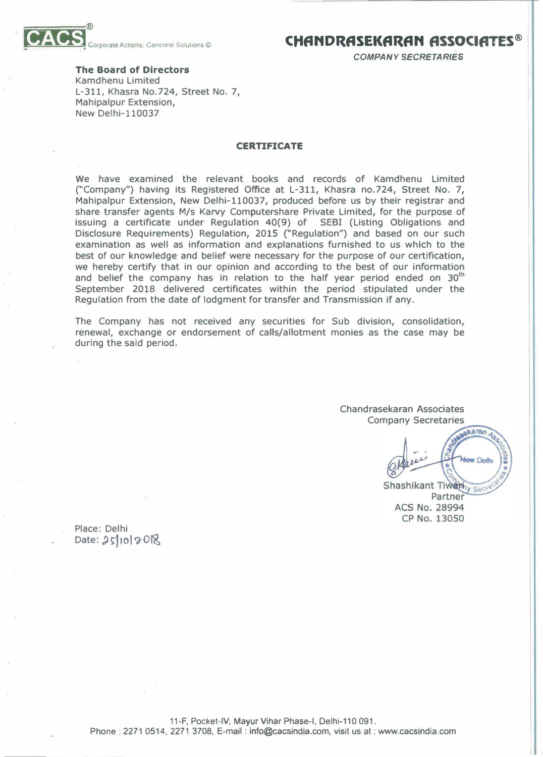CACS® Corporate Actions; Concrete Solutions ©

**CHANDRASEKARAN ASSOCIATES®**

*COMPANY SECRETARIES*

**The Board of Directors**
Kamdhenu Limited
L-311, Khasra No.724, Street No. 7,
Mahipalpur Extension,
New Delhi-110037

## CERTIFICATE

We have examined the relevant books and records of Kamdhenu Limited ("Company") having its Registered Office at L-311, Khasra no.724, Street No. 7, Mahipalpur Extension, New Delhi-110037, produced before us by their registrar and share transfer agents M/s Karvy Computershare Private Limited, for the purpose of issuing a certificate under Regulation 40(9) of SEBI (Listing Obligations and Disclosure Requirements) Regulation, 2015 ("Regulation") and based on our such examination as well as information and explanations furnished to us which to the best of our knowledge and belief were necessary for the purpose of our certification, we hereby certify that in our opinion and according to the best of our information and belief the company has in relation to the half year period ended on 30th September 2018 delivered certificates within the period stipulated under the Regulation from the date of lodgment for transfer and Transmission if any.

The Company has not received any securities for Sub division, consolidation, renewal, exchange or endorsement of calls/allotment monies as the case may be during the said period.

Chandrasekaran Associates
Company Secretaries

Shashikant Tiwari
Partner
ACS No. 28994
CP No. 13050

Place: Delhi
Date: 25/10/2018

11-F, Pocket-IV, Mayur Vihar Phase-I, Delhi-110 091.
Phone : 2271 0514, 2271 3708, E-mail : info@cacsindia.com, visit us at : www.cacsindia.com